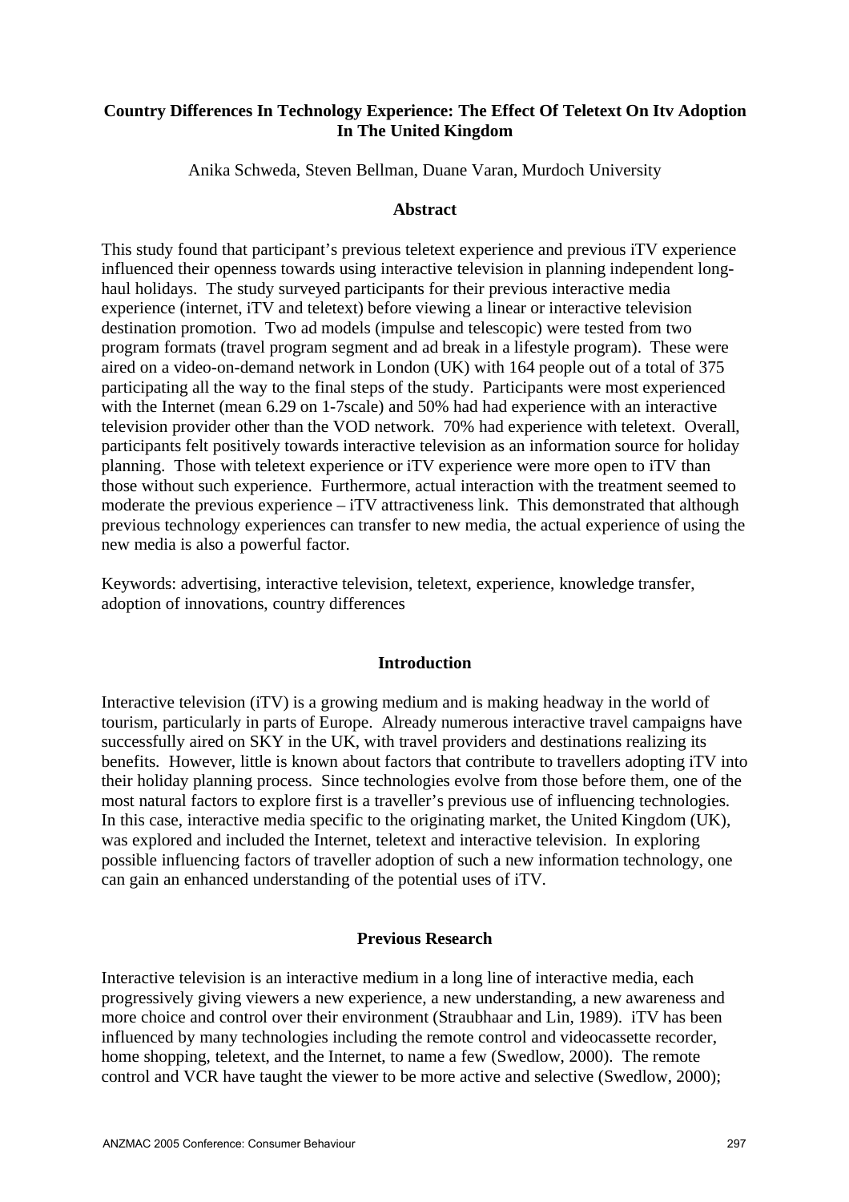# Country Differences In Technology Experience: The Effect Of Teletext On Itv Adoption In The United Kingdom

Anika Schweda, Steven Bellman, Duane Varan, Murdoch University

## Abstract

This study found that participant's previous teletext experience and previous iTV experience influenced their openness towards using interactive television in planning independent long-haul holidays. The study surveyed participants for their previous interactive media experience (internet, iTV and teletext) before viewing a linear or interactive television destination promotion. Two ad models (impulse and telescopic) were tested from two program formats (travel program segment and ad break in a lifestyle program). These were aired on a video-on-demand network in London (UK) with 164 people out of a total of 375 participating all the way to the final steps of the study. Participants were most experienced with the Internet (mean 6.29 on 1-7scale) and 50% had had experience with an interactive television provider other than the VOD network. 70% had experience with teletext. Overall, participants felt positively towards interactive television as an information source for holiday planning. Those with teletext experience or iTV experience were more open to iTV than those without such experience. Furthermore, actual interaction with the treatment seemed to moderate the previous experience – iTV attractiveness link. This demonstrated that although previous technology experiences can transfer to new media, the actual experience of using the new media is also a powerful factor.

Keywords: advertising, interactive television, teletext, experience, knowledge transfer, adoption of innovations, country differences

## Introduction

Interactive television (iTV) is a growing medium and is making headway in the world of tourism, particularly in parts of Europe. Already numerous interactive travel campaigns have successfully aired on SKY in the UK, with travel providers and destinations realizing its benefits. However, little is known about factors that contribute to travellers adopting iTV into their holiday planning process. Since technologies evolve from those before them, one of the most natural factors to explore first is a traveller's previous use of influencing technologies. In this case, interactive media specific to the originating market, the United Kingdom (UK), was explored and included the Internet, teletext and interactive television. In exploring possible influencing factors of traveller adoption of such a new information technology, one can gain an enhanced understanding of the potential uses of iTV.

## Previous Research

Interactive television is an interactive medium in a long line of interactive media, each progressively giving viewers a new experience, a new understanding, a new awareness and more choice and control over their environment (Straubhaar and Lin, 1989). iTV has been influenced by many technologies including the remote control and videocassette recorder, home shopping, teletext, and the Internet, to name a few (Swedlow, 2000). The remote control and VCR have taught the viewer to be more active and selective (Swedlow, 2000);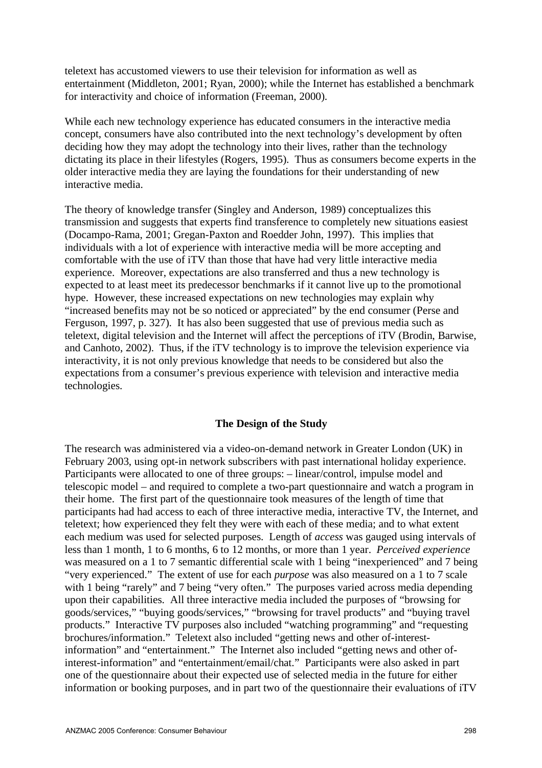teletext has accustomed viewers to use their television for information as well as entertainment (Middleton, 2001; Ryan, 2000); while the Internet has established a benchmark for interactivity and choice of information (Freeman, 2000).

While each new technology experience has educated consumers in the interactive media concept, consumers have also contributed into the next technology's development by often deciding how they may adopt the technology into their lives, rather than the technology dictating its place in their lifestyles (Rogers, 1995). Thus as consumers become experts in the older interactive media they are laying the foundations for their understanding of new interactive media.

The theory of knowledge transfer (Singley and Anderson, 1989) conceptualizes this transmission and suggests that experts find transference to completely new situations easiest (Docampo-Rama, 2001; Gregan-Paxton and Roedder John, 1997). This implies that individuals with a lot of experience with interactive media will be more accepting and comfortable with the use of iTV than those that have had very little interactive media experience. Moreover, expectations are also transferred and thus a new technology is expected to at least meet its predecessor benchmarks if it cannot live up to the promotional hype. However, these increased expectations on new technologies may explain why "increased benefits may not be so noticed or appreciated" by the end consumer (Perse and Ferguson, 1997, p. 327). It has also been suggested that use of previous media such as teletext, digital television and the Internet will affect the perceptions of iTV (Brodin, Barwise, and Canhoto, 2002). Thus, if the iTV technology is to improve the television experience via interactivity, it is not only previous knowledge that needs to be considered but also the expectations from a consumer's previous experience with television and interactive media technologies.

## The Design of the Study

The research was administered via a video-on-demand network in Greater London (UK) in February 2003, using opt-in network subscribers with past international holiday experience. Participants were allocated to one of three groups: – linear/control, impulse model and telescopic model – and required to complete a two-part questionnaire and watch a program in their home. The first part of the questionnaire took measures of the length of time that participants had had access to each of three interactive media, interactive TV, the Internet, and teletext; how experienced they felt they were with each of these media; and to what extent each medium was used for selected purposes. Length of *access* was gauged using intervals of less than 1 month, 1 to 6 months, 6 to 12 months, or more than 1 year. *Perceived experience* was measured on a 1 to 7 semantic differential scale with 1 being "inexperienced" and 7 being "very experienced." The extent of use for each *purpose* was also measured on a 1 to 7 scale with 1 being "rarely" and 7 being "very often." The purposes varied across media depending upon their capabilities. All three interactive media included the purposes of "browsing for goods/services," "buying goods/services," "browsing for travel products" and "buying travel products." Interactive TV purposes also included "watching programming" and "requesting brochures/information." Teletext also included "getting news and other of-interest-information" and "entertainment." The Internet also included "getting news and other of-interest-information" and "entertainment/email/chat." Participants were also asked in part one of the questionnaire about their expected use of selected media in the future for either information or booking purposes, and in part two of the questionnaire their evaluations of iTV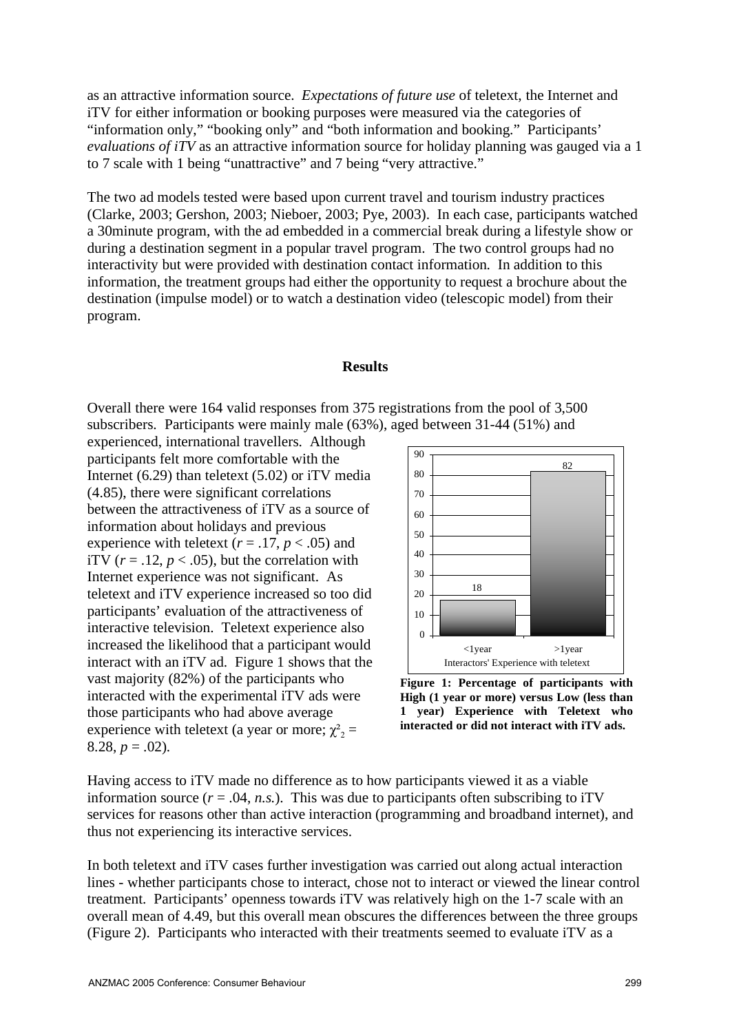as an attractive information source. *Expectations of future use* of teletext, the Internet and iTV for either information or booking purposes were measured via the categories of "information only," "booking only" and "both information and booking." Participants' *evaluations of iTV* as an attractive information source for holiday planning was gauged via a 1 to 7 scale with 1 being "unattractive" and 7 being "very attractive."

The two ad models tested were based upon current travel and tourism industry practices (Clarke, 2003; Gershon, 2003; Nieboer, 2003; Pye, 2003). In each case, participants watched a 30minute program, with the ad embedded in a commercial break during a lifestyle show or during a destination segment in a popular travel program. The two control groups had no interactivity but were provided with destination contact information. In addition to this information, the treatment groups had either the opportunity to request a brochure about the destination (impulse model) or to watch a destination video (telescopic model) from their program.

## Results

Overall there were 164 valid responses from 375 registrations from the pool of 3,500 subscribers. Participants were mainly male (63%), aged between 31-44 (51%) and experienced, international travellers. Although participants felt more comfortable with the Internet (6.29) than teletext (5.02) or iTV media (4.85), there were significant correlations between the attractiveness of iTV as a source of information about holidays and previous experience with teletext ($r$ = .17, $p$ < .05) and iTV ($r$ = .12, $p$ < .05), but the correlation with Internet experience was not significant. As teletext and iTV experience increased so too did participants' evaluation of the attractiveness of interactive television. Teletext experience also increased the likelihood that a participant would interact with an iTV ad. Figure 1 shows that the vast majority (82%) of the participants who interacted with the experimental iTV ads were those participants who had above average experience with teletext (a year or more; $\chi^2_2$ = 8.28, $p$ = .02).

| Interactors' Experience with teletext | Percentage |
|---|---|
| <1year | 18 |
| >1year | 82 |

**Figure 1: Percentage of participants with High (1 year or more) versus Low (less than 1 year) Experience with Teletext who interacted or did not interact with iTV ads.**

Having access to iTV made no difference as to how participants viewed it as a viable information source ($r$ = .04, *n.s.*). This was due to participants often subscribing to iTV services for reasons other than active interaction (programming and broadband internet), and thus not experiencing its interactive services.

In both teletext and iTV cases further investigation was carried out along actual interaction lines - whether participants chose to interact, chose not to interact or viewed the linear control treatment. Participants' openness towards iTV was relatively high on the 1-7 scale with an overall mean of 4.49, but this overall mean obscures the differences between the three groups (Figure 2). Participants who interacted with their treatments seemed to evaluate iTV as a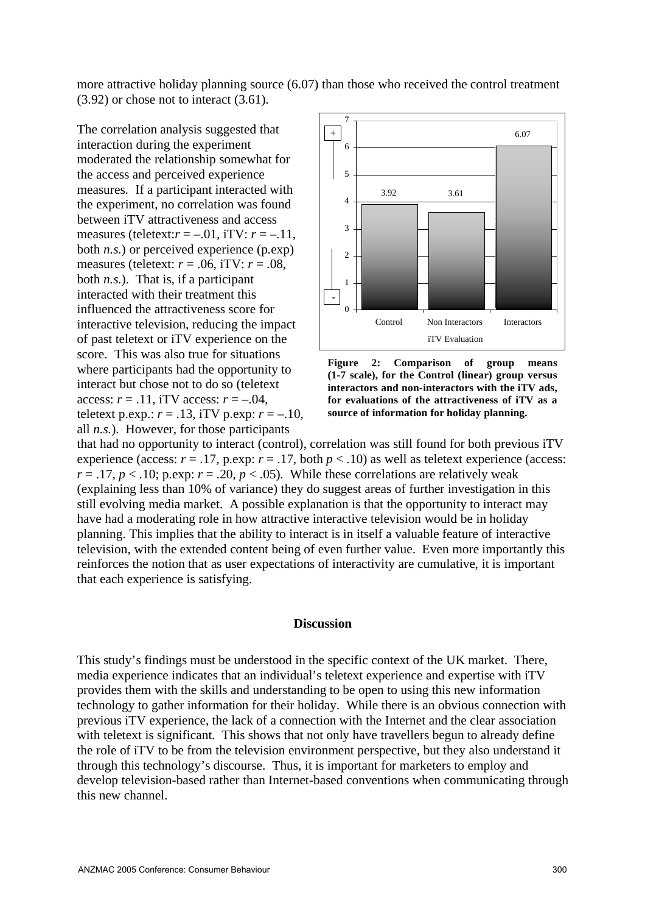more attractive holiday planning source (6.07) than those who received the control treatment (3.92) or chose not to interact (3.61).

The correlation analysis suggested that interaction during the experiment moderated the relationship somewhat for the access and perceived experience measures. If a participant interacted with the experiment, no correlation was found between iTV attractiveness and access measures (teletext: $r = -.01$, iTV: $r = -.11$, both *n.s.*) or perceived experience (p.exp) measures (teletext: $r = .06$, iTV: $r = .08$, both *n.s.*). That is, if a participant interacted with their treatment this influenced the attractiveness score for interactive television, reducing the impact of past teletext or iTV experience on the score. This was also true for situations where participants had the opportunity to interact but chose not to do so (teletext access: $r = .11$, iTV access: $r = -.04$, teletext p.exp.: $r = .13$, iTV p.exp: $r = -.10$, all *n.s.*). However, for those participants that had no opportunity to interact (control), correlation was still found for both previous iTV experience (access: $r = .17$, p.exp: $r = .17$, both $p < .10$) as well as teletext experience (access: $r = .17$, $p < .10$; p.exp: $r = .20$, $p < .05$). While these correlations are relatively weak (explaining less than 10% of variance) they do suggest areas of further investigation in this still evolving media market. A possible explanation is that the opportunity to interact may have had a moderating role in how attractive interactive television would be in holiday planning. This implies that the ability to interact is in itself a valuable feature of interactive television, with the extended content being of even further value. Even more importantly this reinforces the notion that as user expectations of interactivity are cumulative, it is important that each experience is satisfying.

| iTV Evaluation | Control | Non Interactors | Interactors |
|---|---|---|---|
| Mean (1-7 scale) | 3.92 | 3.61 | 6.07 |

**Figure 2: Comparison of group means (1-7 scale), for the Control (linear) group versus interactors and non-interactors with the iTV ads, for evaluations of the attractiveness of iTV as a source of information for holiday planning.**

### Discussion

This study's findings must be understood in the specific context of the UK market. There, media experience indicates that an individual's teletext experience and expertise with iTV provides them with the skills and understanding to be open to using this new information technology to gather information for their holiday. While there is an obvious connection with previous iTV experience, the lack of a connection with the Internet and the clear association with teletext is significant. This shows that not only have travellers begun to already define the role of iTV to be from the television environment perspective, but they also understand it through this technology's discourse. Thus, it is important for marketers to employ and develop television-based rather than Internet-based conventions when communicating through this new channel.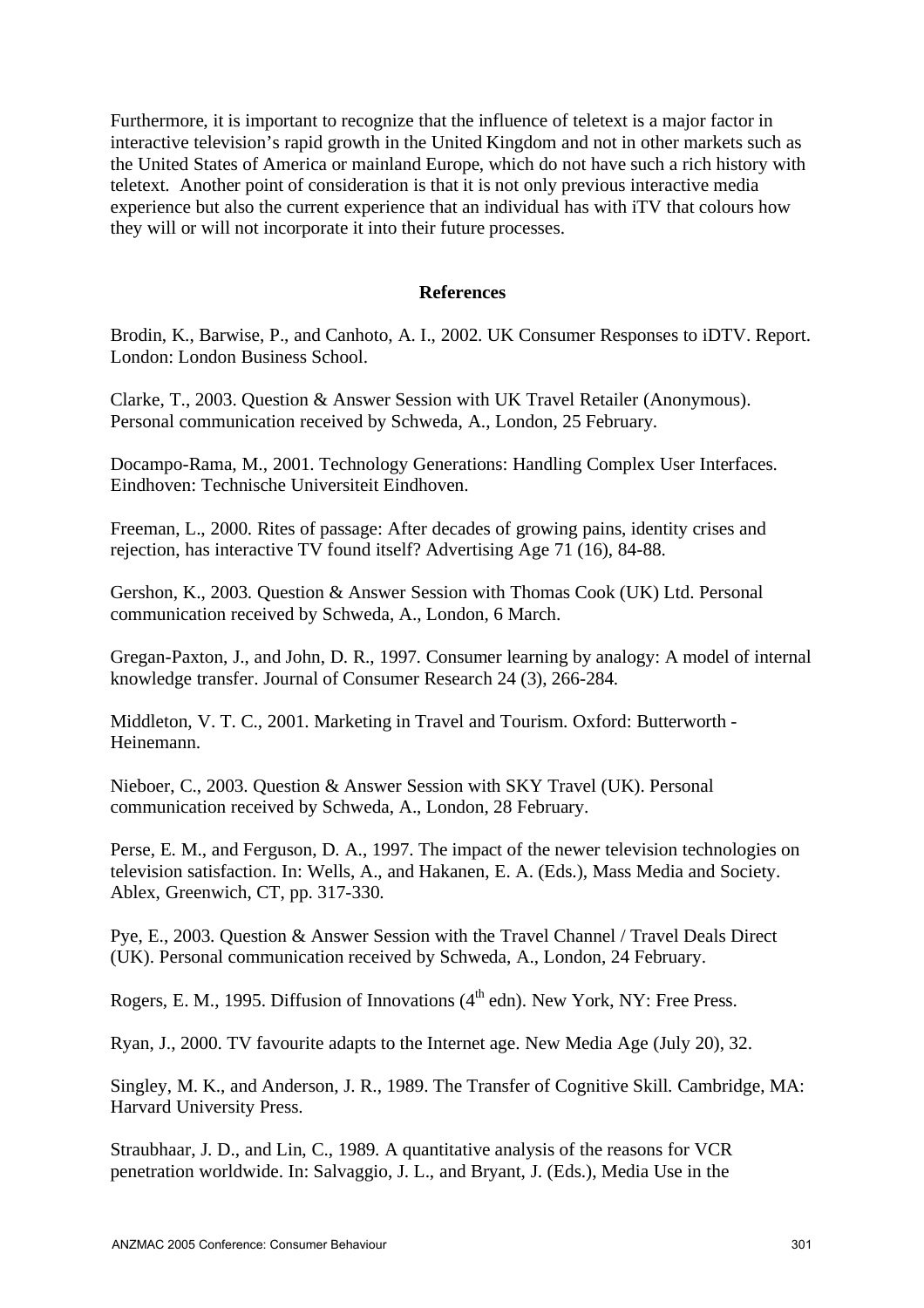Furthermore, it is important to recognize that the influence of teletext is a major factor in interactive television's rapid growth in the United Kingdom and not in other markets such as the United States of America or mainland Europe, which do not have such a rich history with teletext. Another point of consideration is that it is not only previous interactive media experience but also the current experience that an individual has with iTV that colours how they will or will not incorporate it into their future processes.

## References

Brodin, K., Barwise, P., and Canhoto, A. I., 2002. UK Consumer Responses to iDTV. Report. London: London Business School.

Clarke, T., 2003. Question & Answer Session with UK Travel Retailer (Anonymous). Personal communication received by Schweda, A., London, 25 February.

Docampo-Rama, M., 2001. Technology Generations: Handling Complex User Interfaces. Eindhoven: Technische Universiteit Eindhoven.

Freeman, L., 2000. Rites of passage: After decades of growing pains, identity crises and rejection, has interactive TV found itself? Advertising Age 71 (16), 84-88.

Gershon, K., 2003. Question & Answer Session with Thomas Cook (UK) Ltd. Personal communication received by Schweda, A., London, 6 March.

Gregan-Paxton, J., and John, D. R., 1997. Consumer learning by analogy: A model of internal knowledge transfer. Journal of Consumer Research 24 (3), 266-284.

Middleton, V. T. C., 2001. Marketing in Travel and Tourism. Oxford: Butterworth - Heinemann.

Nieboer, C., 2003. Question & Answer Session with SKY Travel (UK). Personal communication received by Schweda, A., London, 28 February.

Perse, E. M., and Ferguson, D. A., 1997. The impact of the newer television technologies on television satisfaction. In: Wells, A., and Hakanen, E. A. (Eds.), Mass Media and Society. Ablex, Greenwich, CT, pp. 317-330.

Pye, E., 2003. Question & Answer Session with the Travel Channel / Travel Deals Direct (UK). Personal communication received by Schweda, A., London, 24 February.

Rogers, E. M., 1995. Diffusion of Innovations (4th edn). New York, NY: Free Press.

Ryan, J., 2000. TV favourite adapts to the Internet age. New Media Age (July 20), 32.

Singley, M. K., and Anderson, J. R., 1989. The Transfer of Cognitive Skill. Cambridge, MA: Harvard University Press.

Straubhaar, J. D., and Lin, C., 1989. A quantitative analysis of the reasons for VCR penetration worldwide. In: Salvaggio, J. L., and Bryant, J. (Eds.), Media Use in the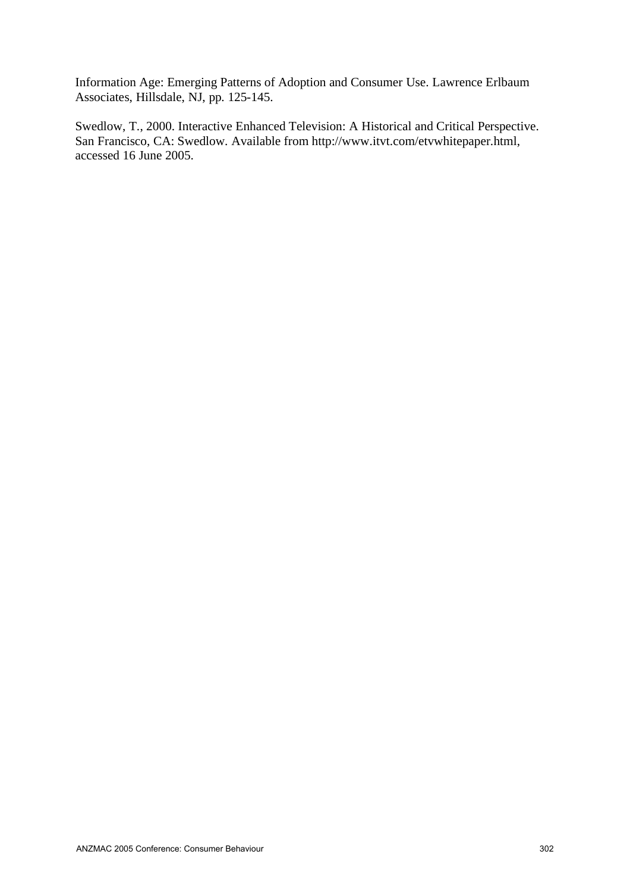Information Age: Emerging Patterns of Adoption and Consumer Use. Lawrence Erlbaum Associates, Hillsdale, NJ, pp. 125-145.

Swedlow, T., 2000. Interactive Enhanced Television: A Historical and Critical Perspective. San Francisco, CA: Swedlow. Available from http://www.itvt.com/etvwhitepaper.html, accessed 16 June 2005.